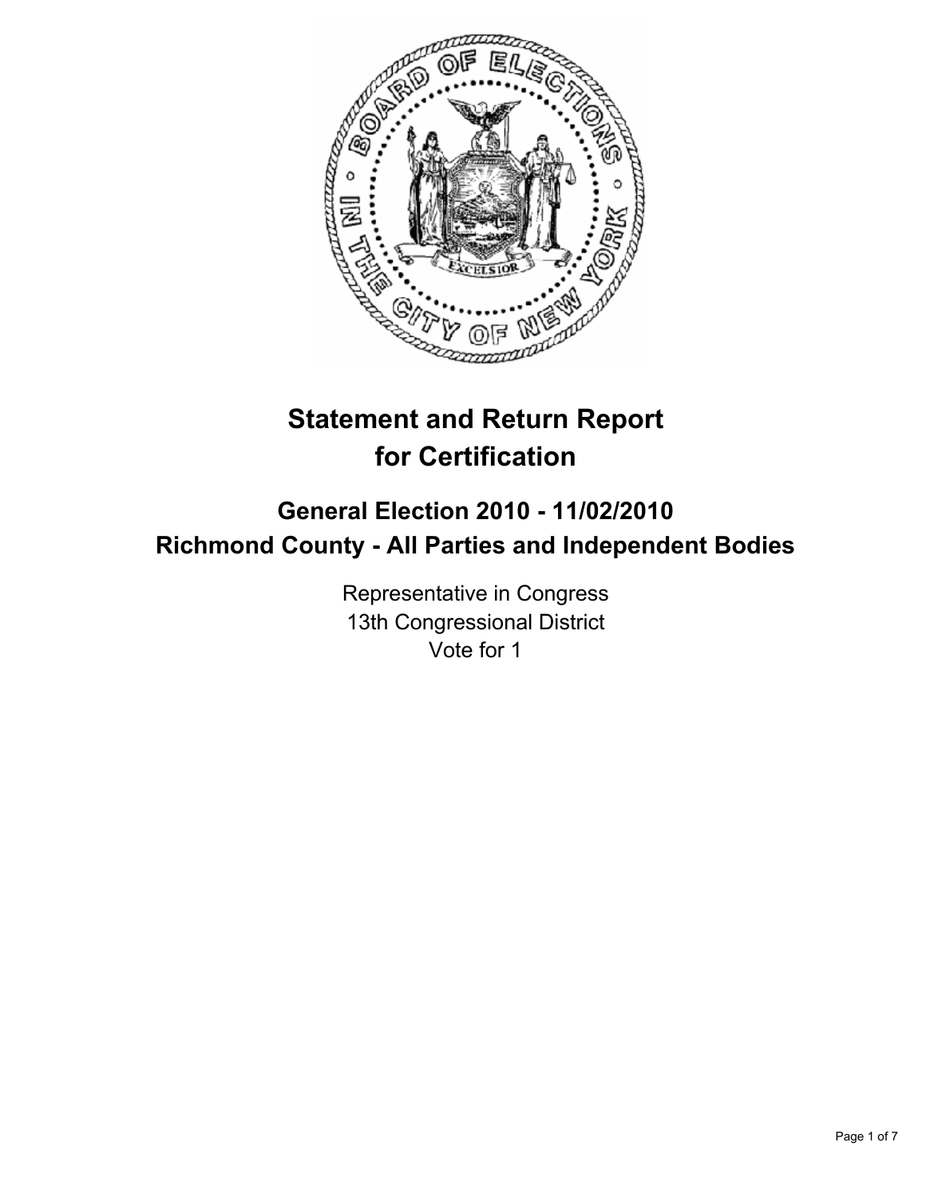# Statement and Return Report for Certification

## General Election 2010 - 11/02/2010
## Richmond County - All Parties and Independent Bodies

Representative in Congress
13th Congressional District
Vote for 1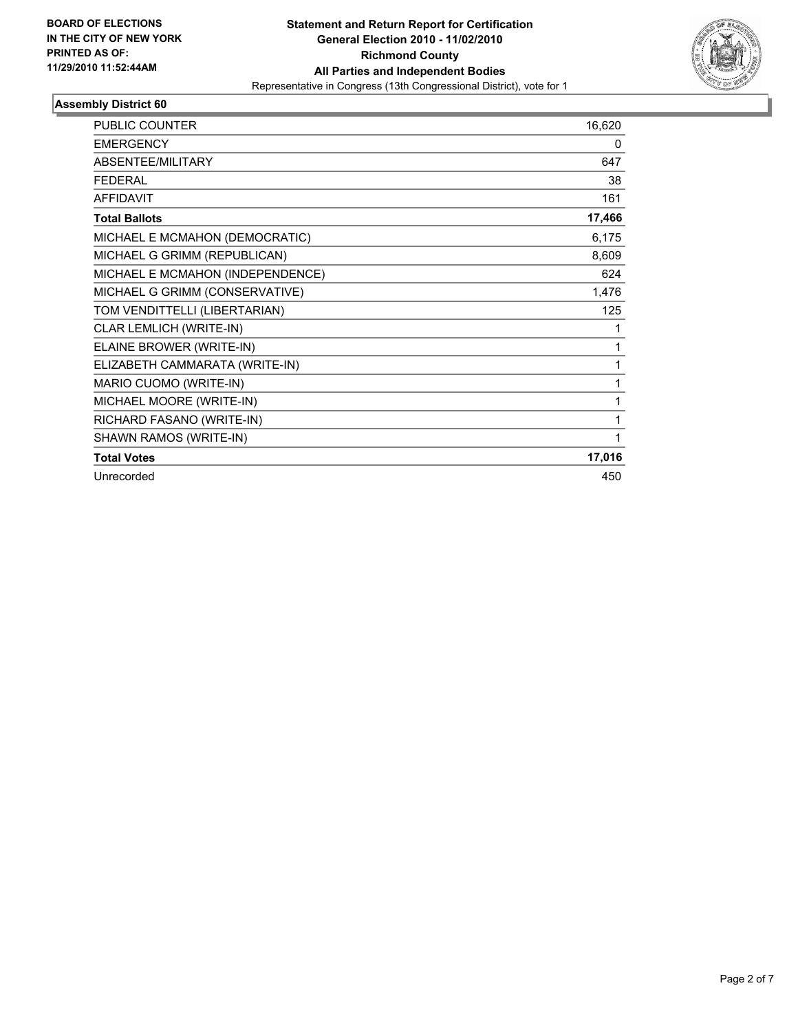**BOARD OF ELECTIONS IN THE CITY OF NEW YORK PRINTED AS OF: 11/29/2010 11:52:44AM**

**Statement and Return Report for Certification**
**General Election 2010 - 11/02/2010**
**Richmond County**
**All Parties and Independent Bodies**
Representative in Congress (13th Congressional District), vote for 1

## Assembly District 60

| | |
|---|---|
| PUBLIC COUNTER | 16,620 |
| EMERGENCY | 0 |
| ABSENTEE/MILITARY | 647 |
| FEDERAL | 38 |
| AFFIDAVIT | 161 |
| **Total Ballots** | **17,466** |
| MICHAEL E MCMAHON (DEMOCRATIC) | 6,175 |
| MICHAEL G GRIMM (REPUBLICAN) | 8,609 |
| MICHAEL E MCMAHON (INDEPENDENCE) | 624 |
| MICHAEL G GRIMM (CONSERVATIVE) | 1,476 |
| TOM VENDITTELLI (LIBERTARIAN) | 125 |
| CLAR LEMLICH (WRITE-IN) | 1 |
| ELAINE BROWER (WRITE-IN) | 1 |
| ELIZABETH CAMMARATA (WRITE-IN) | 1 |
| MARIO CUOMO (WRITE-IN) | 1 |
| MICHAEL MOORE (WRITE-IN) | 1 |
| RICHARD FASANO (WRITE-IN) | 1 |
| SHAWN RAMOS (WRITE-IN) | 1 |
| **Total Votes** | **17,016** |
| Unrecorded | 450 |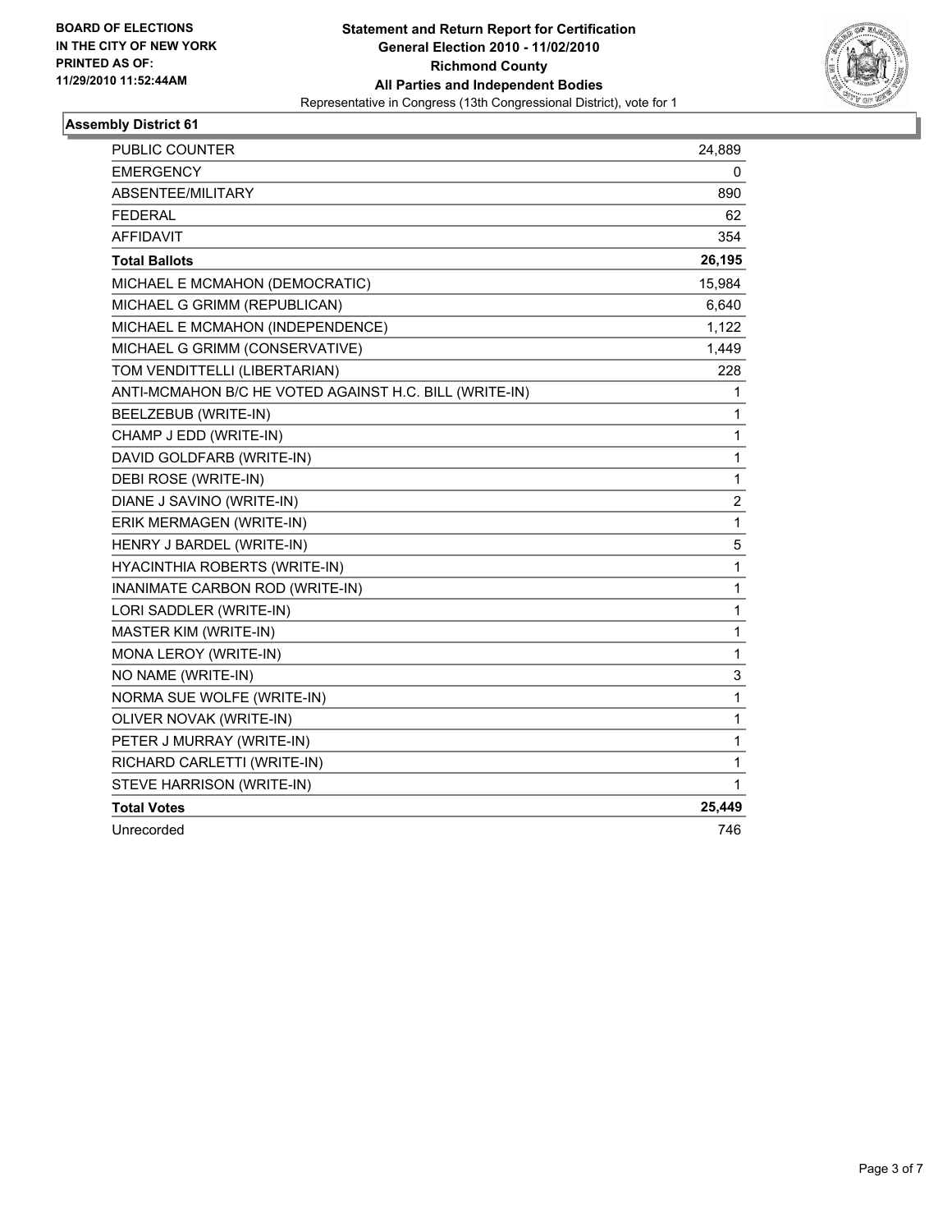**BOARD OF ELECTIONS IN THE CITY OF NEW YORK PRINTED AS OF: 11/29/2010 11:52:44AM**

**Statement and Return Report for Certification**
**General Election 2010 - 11/02/2010**
**Richmond County**
**All Parties and Independent Bodies**
Representative in Congress (13th Congressional District), vote for 1

### Assembly District 61

| | |
|---|---|
| PUBLIC COUNTER | 24,889 |
| EMERGENCY | 0 |
| ABSENTEE/MILITARY | 890 |
| FEDERAL | 62 |
| AFFIDAVIT | 354 |
| **Total Ballots** | **26,195** |
| MICHAEL E MCMAHON (DEMOCRATIC) | 15,984 |
| MICHAEL G GRIMM (REPUBLICAN) | 6,640 |
| MICHAEL E MCMAHON (INDEPENDENCE) | 1,122 |
| MICHAEL G GRIMM (CONSERVATIVE) | 1,449 |
| TOM VENDITTELLI (LIBERTARIAN) | 228 |
| ANTI-MCMAHON B/C HE VOTED AGAINST H.C. BILL (WRITE-IN) | 1 |
| BEELZEBUB (WRITE-IN) | 1 |
| CHAMP J EDD (WRITE-IN) | 1 |
| DAVID GOLDFARB (WRITE-IN) | 1 |
| DEBI ROSE (WRITE-IN) | 1 |
| DIANE J SAVINO (WRITE-IN) | 2 |
| ERIK MERMAGEN (WRITE-IN) | 1 |
| HENRY J BARDEL (WRITE-IN) | 5 |
| HYACINTHIA ROBERTS (WRITE-IN) | 1 |
| INANIMATE CARBON ROD (WRITE-IN) | 1 |
| LORI SADDLER (WRITE-IN) | 1 |
| MASTER KIM (WRITE-IN) | 1 |
| MONA LEROY (WRITE-IN) | 1 |
| NO NAME (WRITE-IN) | 3 |
| NORMA SUE WOLFE (WRITE-IN) | 1 |
| OLIVER NOVAK (WRITE-IN) | 1 |
| PETER J MURRAY (WRITE-IN) | 1 |
| RICHARD CARLETTI (WRITE-IN) | 1 |
| STEVE HARRISON (WRITE-IN) | 1 |
| **Total Votes** | **25,449** |
| Unrecorded | 746 |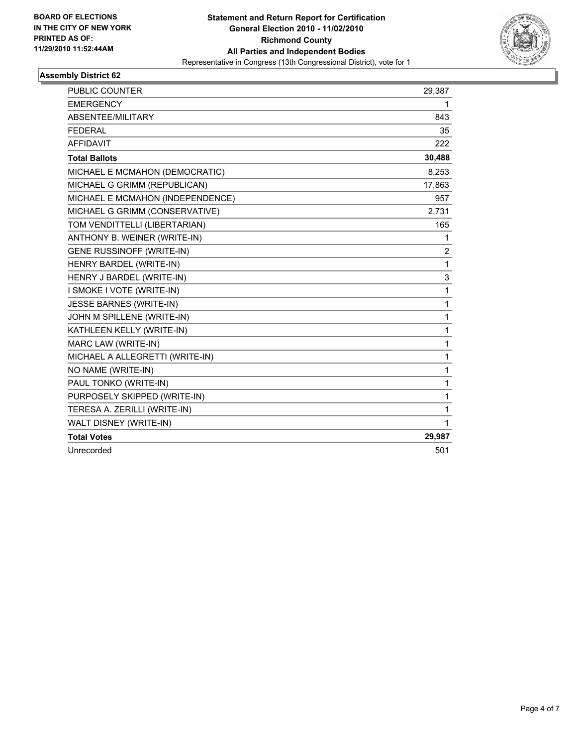**BOARD OF ELECTIONS IN THE CITY OF NEW YORK PRINTED AS OF: 11/29/2010 11:52:44AM**

**Statement and Return Report for Certification**
**General Election 2010 - 11/02/2010**
**Richmond County**
**All Parties and Independent Bodies**
Representative in Congress (13th Congressional District), vote for 1

## Assembly District 62

| | |
|---|---|
| PUBLIC COUNTER | 29,387 |
| EMERGENCY | 1 |
| ABSENTEE/MILITARY | 843 |
| FEDERAL | 35 |
| AFFIDAVIT | 222 |
| **Total Ballots** | **30,488** |
| MICHAEL E MCMAHON (DEMOCRATIC) | 8,253 |
| MICHAEL G GRIMM (REPUBLICAN) | 17,863 |
| MICHAEL E MCMAHON (INDEPENDENCE) | 957 |
| MICHAEL G GRIMM (CONSERVATIVE) | 2,731 |
| TOM VENDITTELLI (LIBERTARIAN) | 165 |
| ANTHONY B. WEINER (WRITE-IN) | 1 |
| GENE RUSSINOFF (WRITE-IN) | 2 |
| HENRY BARDEL (WRITE-IN) | 1 |
| HENRY J BARDEL (WRITE-IN) | 3 |
| I SMOKE I VOTE (WRITE-IN) | 1 |
| JESSE BARNES (WRITE-IN) | 1 |
| JOHN M SPILLENE (WRITE-IN) | 1 |
| KATHLEEN KELLY (WRITE-IN) | 1 |
| MARC LAW (WRITE-IN) | 1 |
| MICHAEL A ALLEGRETTI (WRITE-IN) | 1 |
| NO NAME (WRITE-IN) | 1 |
| PAUL TONKO (WRITE-IN) | 1 |
| PURPOSELY SKIPPED (WRITE-IN) | 1 |
| TERESA A. ZERILLI (WRITE-IN) | 1 |
| WALT DISNEY (WRITE-IN) | 1 |
| **Total Votes** | **29,987** |
| Unrecorded | 501 |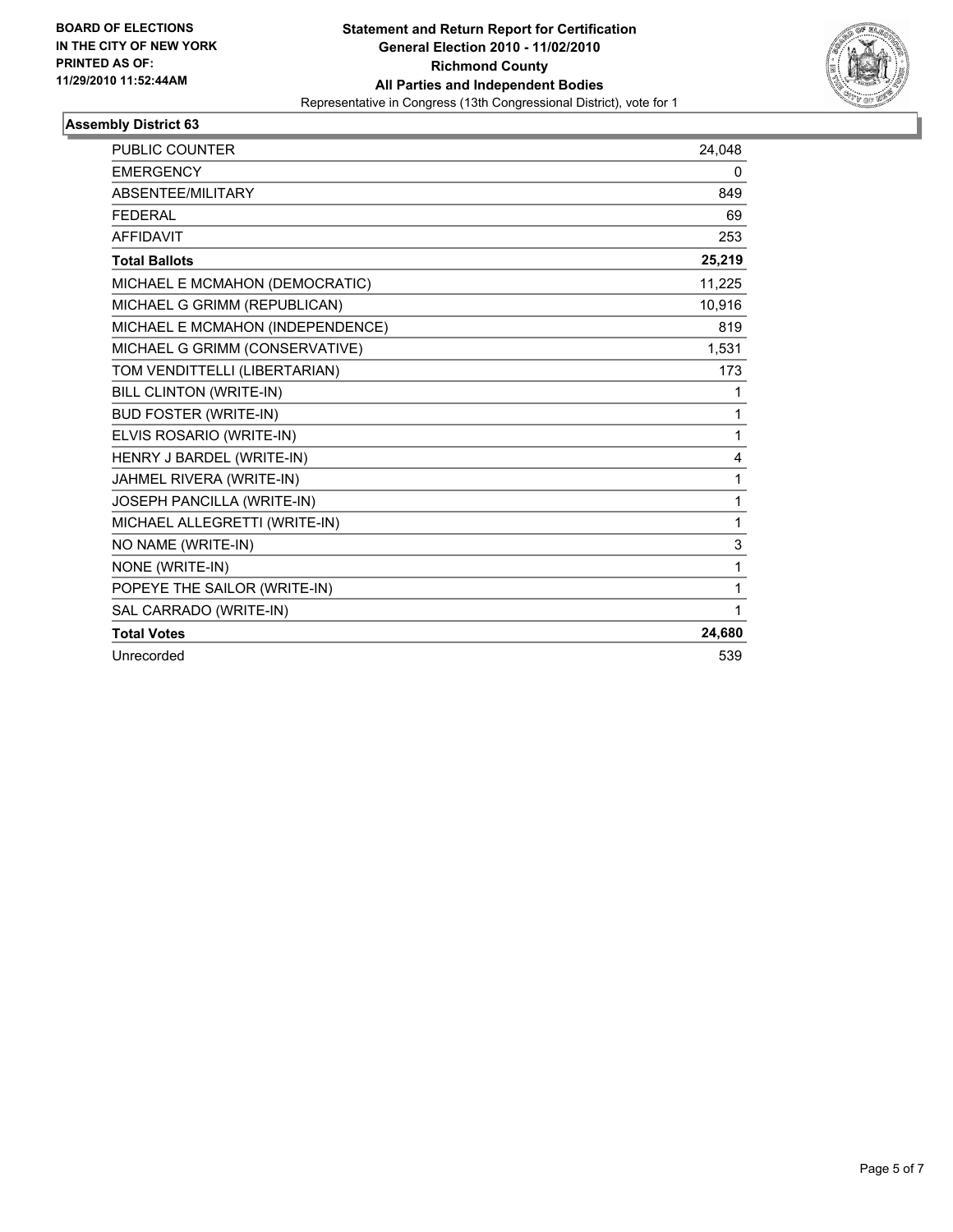BOARD OF ELECTIONS
IN THE CITY OF NEW YORK
PRINTED AS OF:
11/29/2010 11:52:44AM

**Statement and Return Report for Certification**
**General Election 2010 - 11/02/2010**
**Richmond County**
**All Parties and Independent Bodies**
Representative in Congress (13th Congressional District), vote for 1

### Assembly District 63

| | |
|---|---|
| PUBLIC COUNTER | 24,048 |
| EMERGENCY | 0 |
| ABSENTEE/MILITARY | 849 |
| FEDERAL | 69 |
| AFFIDAVIT | 253 |
| **Total Ballots** | **25,219** |
| MICHAEL E MCMAHON (DEMOCRATIC) | 11,225 |
| MICHAEL G GRIMM (REPUBLICAN) | 10,916 |
| MICHAEL E MCMAHON (INDEPENDENCE) | 819 |
| MICHAEL G GRIMM (CONSERVATIVE) | 1,531 |
| TOM VENDITTELLI (LIBERTARIAN) | 173 |
| BILL CLINTON (WRITE-IN) | 1 |
| BUD FOSTER (WRITE-IN) | 1 |
| ELVIS ROSARIO (WRITE-IN) | 1 |
| HENRY J BARDEL (WRITE-IN) | 4 |
| JAHMEL RIVERA (WRITE-IN) | 1 |
| JOSEPH PANCILLA (WRITE-IN) | 1 |
| MICHAEL ALLEGRETTI (WRITE-IN) | 1 |
| NO NAME (WRITE-IN) | 3 |
| NONE (WRITE-IN) | 1 |
| POPEYE THE SAILOR (WRITE-IN) | 1 |
| SAL CARRADO (WRITE-IN) | 1 |
| **Total Votes** | **24,680** |
| Unrecorded | 539 |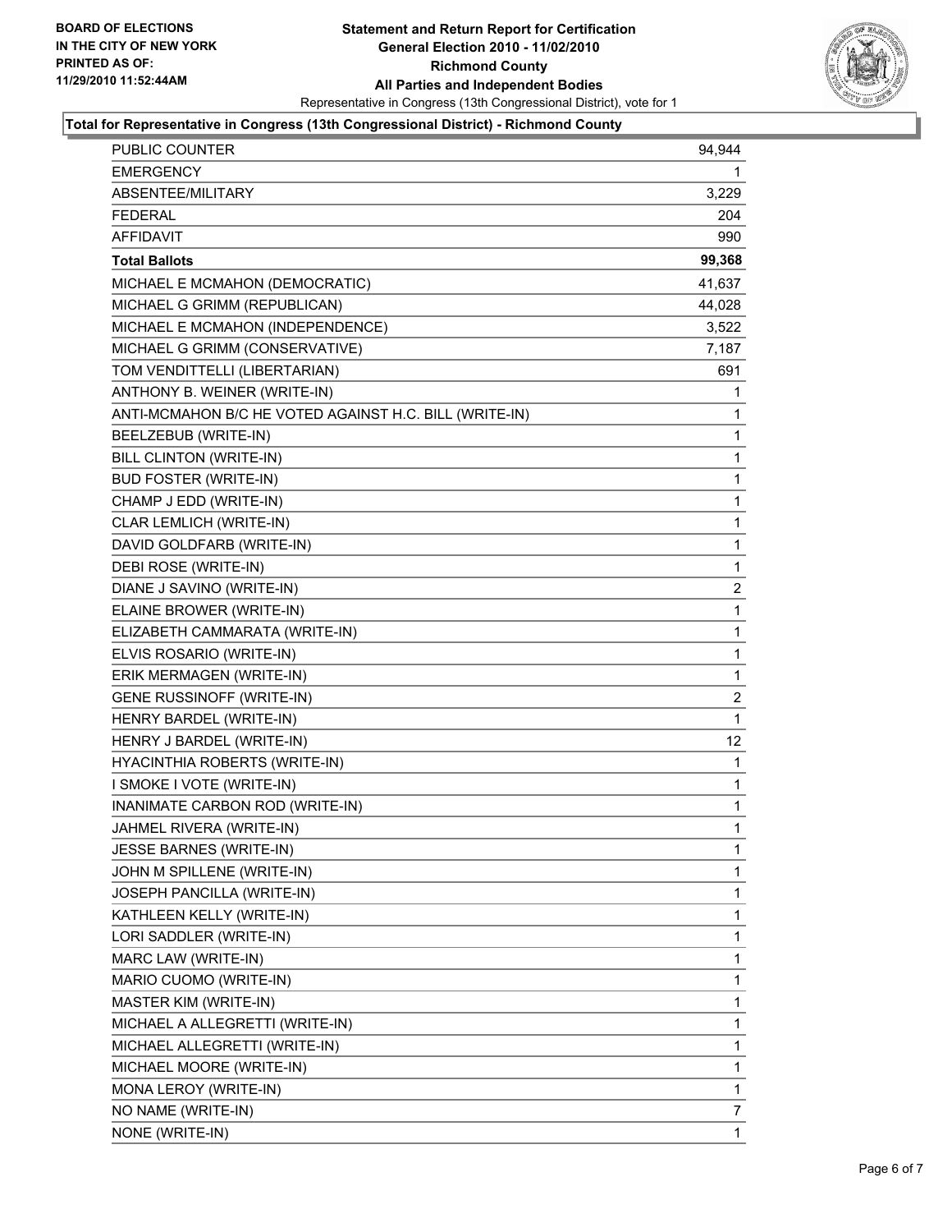**BOARD OF ELECTIONS IN THE CITY OF NEW YORK PRINTED AS OF: 11/29/2010 11:52:44AM**

# Statement and Return Report for Certification
## General Election 2010 - 11/02/2010
## Richmond County
## All Parties and Independent Bodies
Representative in Congress (13th Congressional District), vote for 1

### Total for Representative in Congress (13th Congressional District) - Richmond County

| | |
|---|---|
| PUBLIC COUNTER | 94,944 |
| EMERGENCY | 1 |
| ABSENTEE/MILITARY | 3,229 |
| FEDERAL | 204 |
| AFFIDAVIT | 990 |
| **Total Ballots** | **99,368** |
| MICHAEL E MCMAHON (DEMOCRATIC) | 41,637 |
| MICHAEL G GRIMM (REPUBLICAN) | 44,028 |
| MICHAEL E MCMAHON (INDEPENDENCE) | 3,522 |
| MICHAEL G GRIMM (CONSERVATIVE) | 7,187 |
| TOM VENDITTELLI (LIBERTARIAN) | 691 |
| ANTHONY B. WEINER (WRITE-IN) | 1 |
| ANTI-MCMAHON B/C HE VOTED AGAINST H.C. BILL (WRITE-IN) | 1 |
| BEELZEBUB (WRITE-IN) | 1 |
| BILL CLINTON (WRITE-IN) | 1 |
| BUD FOSTER (WRITE-IN) | 1 |
| CHAMP J EDD (WRITE-IN) | 1 |
| CLAR LEMLICH (WRITE-IN) | 1 |
| DAVID GOLDFARB (WRITE-IN) | 1 |
| DEBI ROSE (WRITE-IN) | 1 |
| DIANE J SAVINO (WRITE-IN) | 2 |
| ELAINE BROWER (WRITE-IN) | 1 |
| ELIZABETH CAMMARATA (WRITE-IN) | 1 |
| ELVIS ROSARIO (WRITE-IN) | 1 |
| ERIK MERMAGEN (WRITE-IN) | 1 |
| GENE RUSSINOFF (WRITE-IN) | 2 |
| HENRY BARDEL (WRITE-IN) | 1 |
| HENRY J BARDEL (WRITE-IN) | 12 |
| HYACINTHIA ROBERTS (WRITE-IN) | 1 |
| I SMOKE I VOTE (WRITE-IN) | 1 |
| INANIMATE CARBON ROD (WRITE-IN) | 1 |
| JAHMEL RIVERA (WRITE-IN) | 1 |
| JESSE BARNES (WRITE-IN) | 1 |
| JOHN M SPILLENE (WRITE-IN) | 1 |
| JOSEPH PANCILLA (WRITE-IN) | 1 |
| KATHLEEN KELLY (WRITE-IN) | 1 |
| LORI SADDLER (WRITE-IN) | 1 |
| MARC LAW (WRITE-IN) | 1 |
| MARIO CUOMO (WRITE-IN) | 1 |
| MASTER KIM (WRITE-IN) | 1 |
| MICHAEL A ALLEGRETTI (WRITE-IN) | 1 |
| MICHAEL ALLEGRETTI (WRITE-IN) | 1 |
| MICHAEL MOORE (WRITE-IN) | 1 |
| MONA LEROY (WRITE-IN) | 1 |
| NO NAME (WRITE-IN) | 7 |
| NONE (WRITE-IN) | 1 |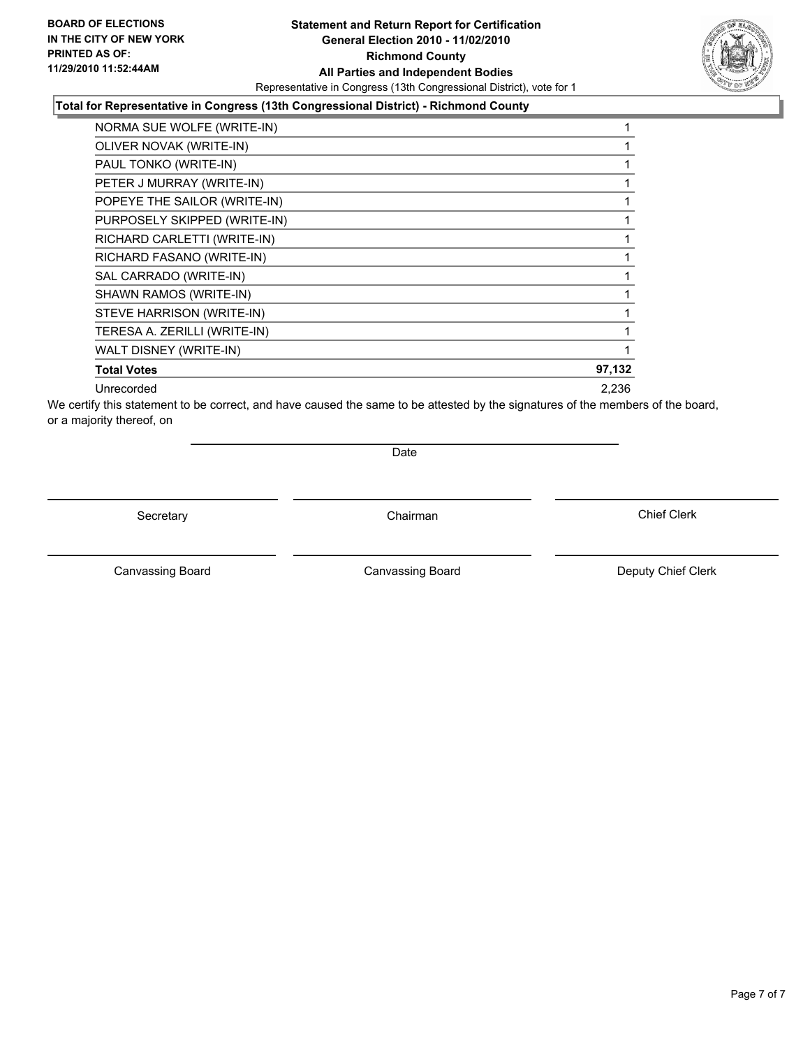**BOARD OF ELECTIONS IN THE CITY OF NEW YORK PRINTED AS OF: 11/29/2010 11:52:44AM**

**Statement and Return Report for Certification**
**General Election 2010 - 11/02/2010**
**Richmond County**
**All Parties and Independent Bodies**
Representative in Congress (13th Congressional District), vote for 1

**Total for Representative in Congress (13th Congressional District) - Richmond County**

| | |
|---|---|
| NORMA SUE WOLFE (WRITE-IN) | 1 |
| OLIVER NOVAK (WRITE-IN) | 1 |
| PAUL TONKO (WRITE-IN) | 1 |
| PETER J MURRAY (WRITE-IN) | 1 |
| POPEYE THE SAILOR (WRITE-IN) | 1 |
| PURPOSELY SKIPPED (WRITE-IN) | 1 |
| RICHARD CARLETTI (WRITE-IN) | 1 |
| RICHARD FASANO (WRITE-IN) | 1 |
| SAL CARRADO (WRITE-IN) | 1 |
| SHAWN RAMOS (WRITE-IN) | 1 |
| STEVE HARRISON (WRITE-IN) | 1 |
| TERESA A. ZERILLI (WRITE-IN) | 1 |
| WALT DISNEY (WRITE-IN) | 1 |
| **Total Votes** | **97,132** |
| Unrecorded | 2,236 |

We certify this statement to be correct, and have caused the same to be attested by the signatures of the members of the board, or a majority thereof, on

Date

Secretary

Chairman

Chief Clerk

Canvassing Board

Canvassing Board

Deputy Chief Clerk